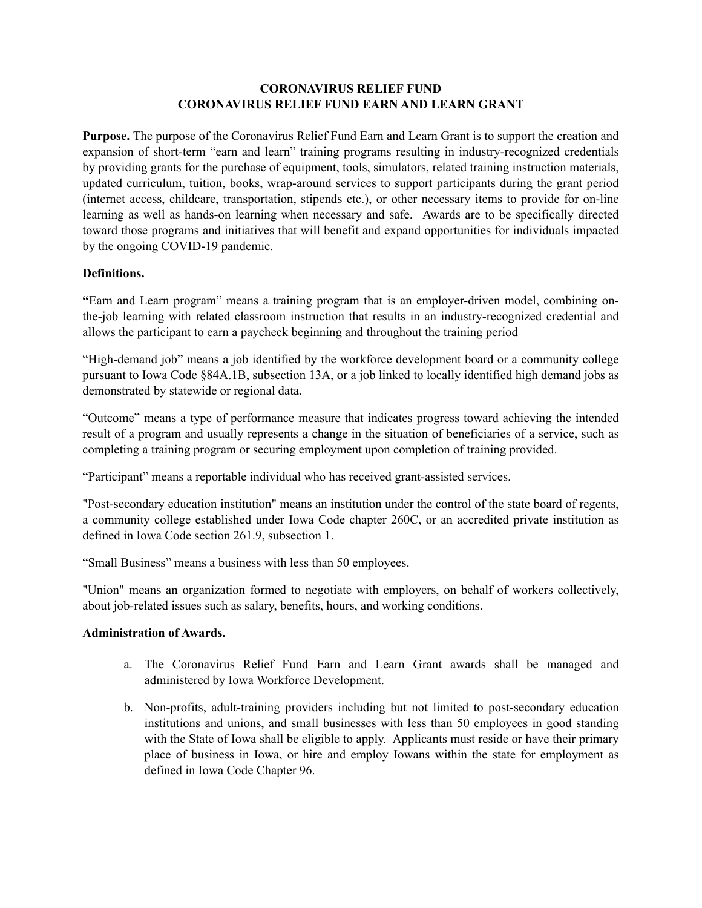# CORONAVIRUS RELIEF FUND
# CORONAVIRUS RELIEF FUND EARN AND LEARN GRANT

**Purpose.** The purpose of the Coronavirus Relief Fund Earn and Learn Grant is to support the creation and expansion of short-term "earn and learn" training programs resulting in industry-recognized credentials by providing grants for the purchase of equipment, tools, simulators, related training instruction materials, updated curriculum, tuition, books, wrap-around services to support participants during the grant period (internet access, childcare, transportation, stipends etc.), or other necessary items to provide for on-line learning as well as hands-on learning when necessary and safe. Awards are to be specifically directed toward those programs and initiatives that will benefit and expand opportunities for individuals impacted by the ongoing COVID-19 pandemic.

**Definitions.**

**"**Earn and Learn program" means a training program that is an employer-driven model, combining on-the-job learning with related classroom instruction that results in an industry-recognized credential and allows the participant to earn a paycheck beginning and throughout the training period

"High-demand job" means a job identified by the workforce development board or a community college pursuant to Iowa Code §84A.1B, subsection 13A, or a job linked to locally identified high demand jobs as demonstrated by statewide or regional data.

"Outcome" means a type of performance measure that indicates progress toward achieving the intended result of a program and usually represents a change in the situation of beneficiaries of a service, such as completing a training program or securing employment upon completion of training provided.

"Participant" means a reportable individual who has received grant-assisted services.

"Post-secondary education institution" means an institution under the control of the state board of regents, a community college established under Iowa Code chapter 260C, or an accredited private institution as defined in Iowa Code section 261.9, subsection 1.

"Small Business" means a business with less than 50 employees.

"Union" means an organization formed to negotiate with employers, on behalf of workers collectively, about job-related issues such as salary, benefits, hours, and working conditions.

**Administration of Awards.**

a. The Coronavirus Relief Fund Earn and Learn Grant awards shall be managed and administered by Iowa Workforce Development.

b. Non-profits, adult-training providers including but not limited to post-secondary education institutions and unions, and small businesses with less than 50 employees in good standing with the State of Iowa shall be eligible to apply. Applicants must reside or have their primary place of business in Iowa, or hire and employ Iowans within the state for employment as defined in Iowa Code Chapter 96.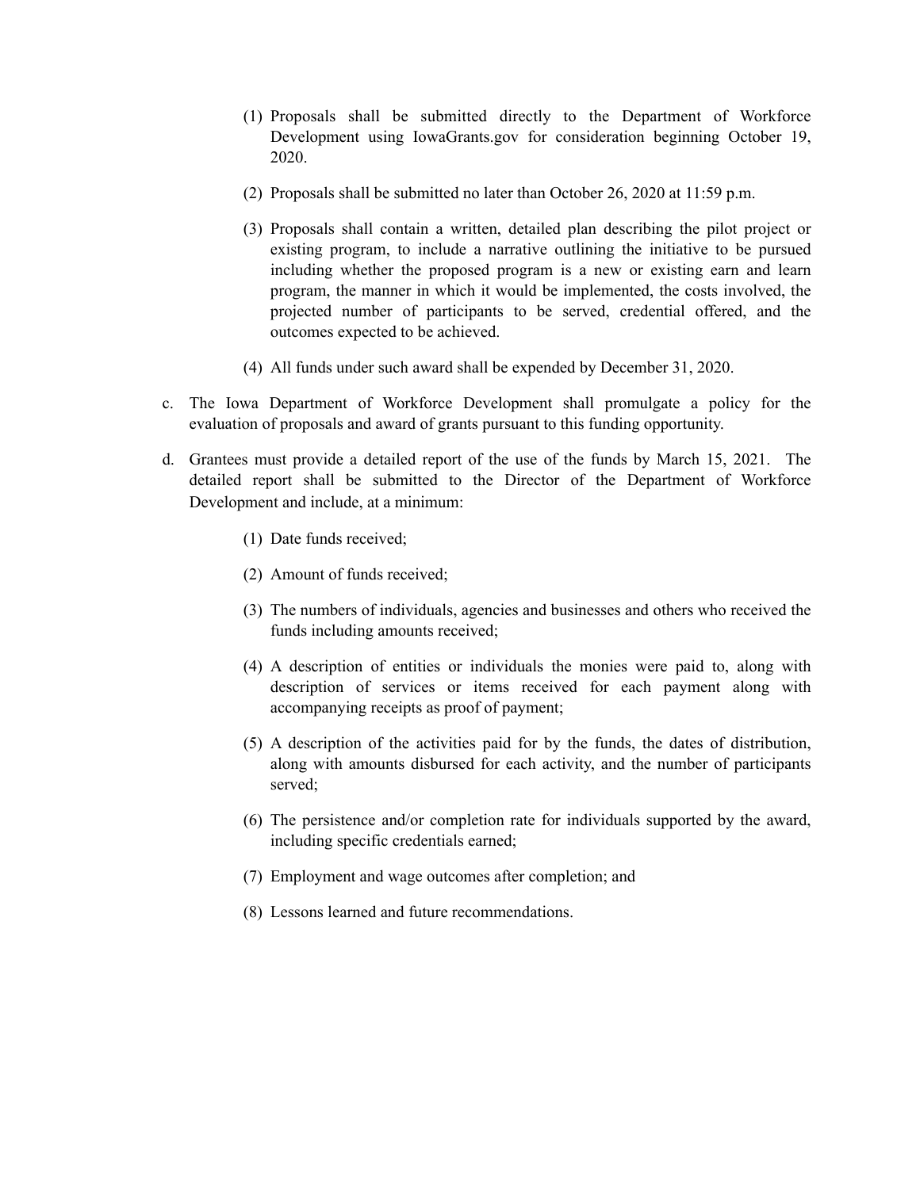(1) Proposals shall be submitted directly to the Department of Workforce Development using IowaGrants.gov for consideration beginning October 19, 2020.

(2) Proposals shall be submitted no later than October 26, 2020 at 11:59 p.m.

(3) Proposals shall contain a written, detailed plan describing the pilot project or existing program, to include a narrative outlining the initiative to be pursued including whether the proposed program is a new or existing earn and learn program, the manner in which it would be implemented, the costs involved, the projected number of participants to be served, credential offered, and the outcomes expected to be achieved.

(4) All funds under such award shall be expended by December 31, 2020.

c. The Iowa Department of Workforce Development shall promulgate a policy for the evaluation of proposals and award of grants pursuant to this funding opportunity.

d. Grantees must provide a detailed report of the use of the funds by March 15, 2021. The detailed report shall be submitted to the Director of the Department of Workforce Development and include, at a minimum:

(1) Date funds received;

(2) Amount of funds received;

(3) The numbers of individuals, agencies and businesses and others who received the funds including amounts received;

(4) A description of entities or individuals the monies were paid to, along with description of services or items received for each payment along with accompanying receipts as proof of payment;

(5) A description of the activities paid for by the funds, the dates of distribution, along with amounts disbursed for each activity, and the number of participants served;

(6) The persistence and/or completion rate for individuals supported by the award, including specific credentials earned;

(7) Employment and wage outcomes after completion; and

(8) Lessons learned and future recommendations.